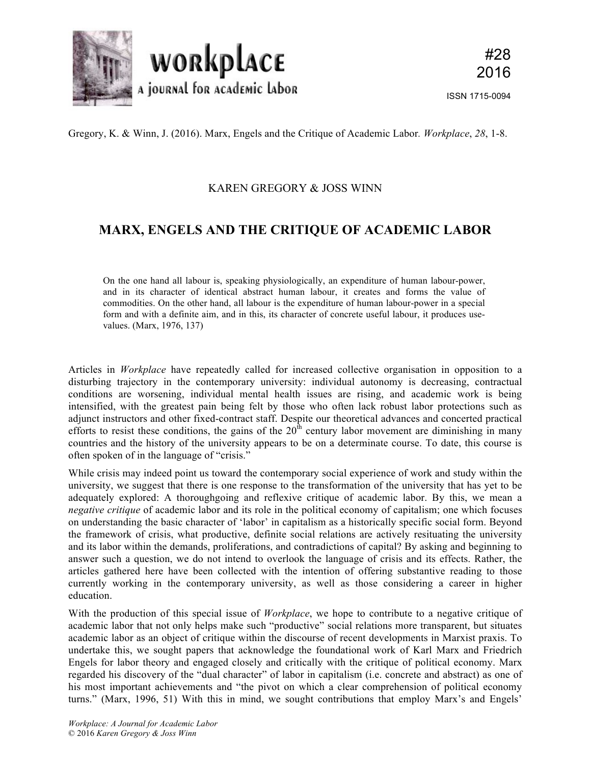Gregory, K. & Winn, J. (2016). Marx, Engels and the Critique of Academic Labor. *Workplace*, *28*, 1-8.

KAREN GREGORY & JOSS WINN

# MARX, ENGELS AND THE CRITIQUE OF ACADEMIC LABOR

> On the one hand all labour is, speaking physiologically, an expenditure of human labour-power, and in its character of identical abstract human labour, it creates and forms the value of commodities. On the other hand, all labour is the expenditure of human labour-power in a special form and with a definite aim, and in this, its character of concrete useful labour, it produces use-values. (Marx, 1976, 137)

Articles in *Workplace* have repeatedly called for increased collective organisation in opposition to a disturbing trajectory in the contemporary university: individual autonomy is decreasing, contractual conditions are worsening, individual mental health issues are rising, and academic work is being intensified, with the greatest pain being felt by those who often lack robust labor protections such as adjunct instructors and other fixed-contract staff. Despite our theoretical advances and concerted practical efforts to resist these conditions, the gains of the 20th century labor movement are diminishing in many countries and the history of the university appears to be on a determinate course. To date, this course is often spoken of in the language of "crisis."

While crisis may indeed point us toward the contemporary social experience of work and study within the university, we suggest that there is one response to the transformation of the university that has yet to be adequately explored: A thoroughgoing and reflexive critique of academic labor. By this, we mean a *negative critique* of academic labor and its role in the political economy of capitalism; one which focuses on understanding the basic character of 'labor' in capitalism as a historically specific social form. Beyond the framework of crisis, what productive, definite social relations are actively resituating the university and its labor within the demands, proliferations, and contradictions of capital? By asking and beginning to answer such a question, we do not intend to overlook the language of crisis and its effects. Rather, the articles gathered here have been collected with the intention of offering substantive reading to those currently working in the contemporary university, as well as those considering a career in higher education.

With the production of this special issue of *Workplace*, we hope to contribute to a negative critique of academic labor that not only helps make such "productive" social relations more transparent, but situates academic labor as an object of critique within the discourse of recent developments in Marxist praxis. To undertake this, we sought papers that acknowledge the foundational work of Karl Marx and Friedrich Engels for labor theory and engaged closely and critically with the critique of political economy. Marx regarded his discovery of the "dual character" of labor in capitalism (i.e. concrete and abstract) as one of his most important achievements and "the pivot on which a clear comprehension of political economy turns." (Marx, 1996, 51) With this in mind, we sought contributions that employ Marx's and Engels'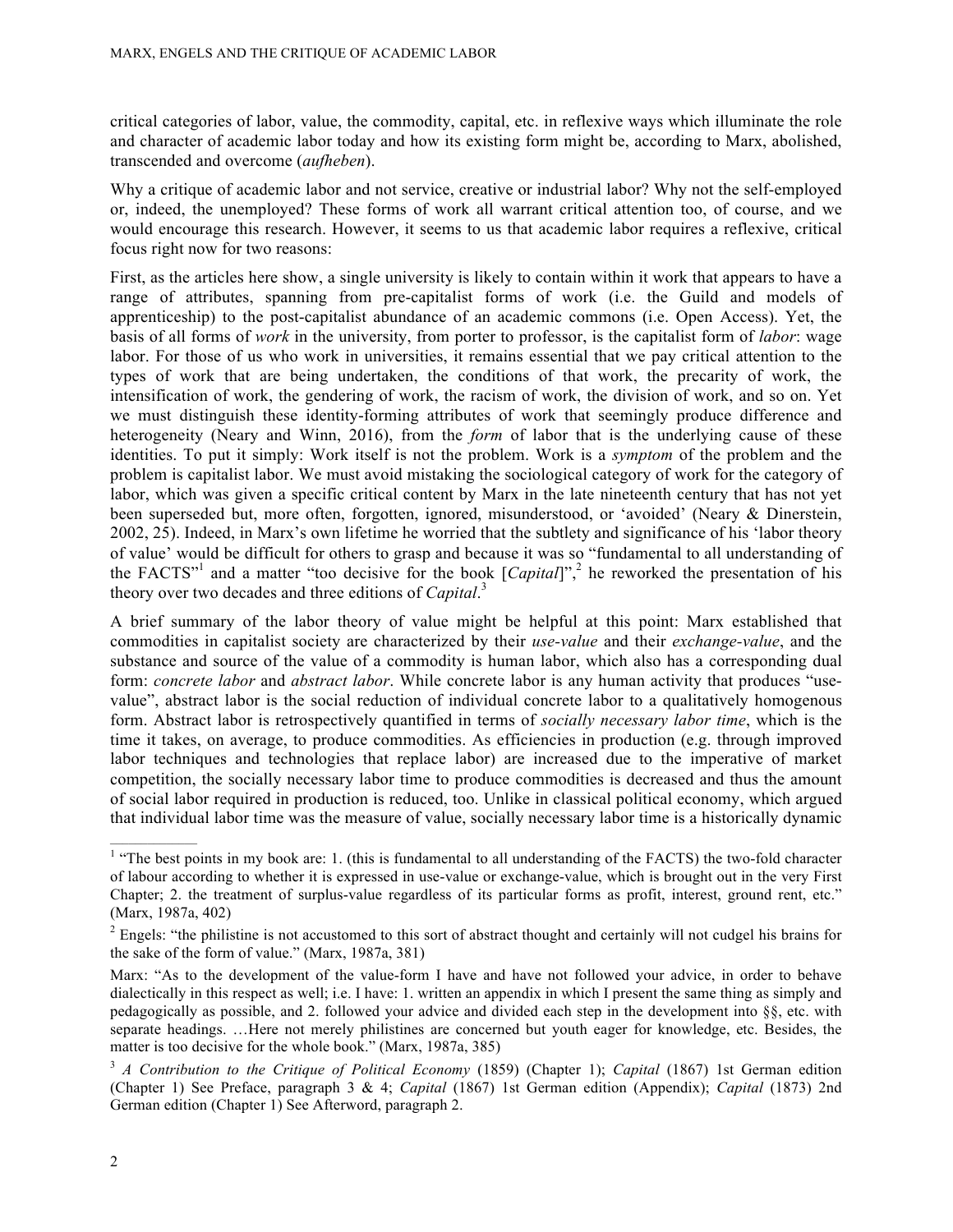critical categories of labor, value, the commodity, capital, etc. in reflexive ways which illuminate the role and character of academic labor today and how its existing form might be, according to Marx, abolished, transcended and overcome (*aufheben*).

Why a critique of academic labor and not service, creative or industrial labor? Why not the self-employed or, indeed, the unemployed? These forms of work all warrant critical attention too, of course, and we would encourage this research. However, it seems to us that academic labor requires a reflexive, critical focus right now for two reasons:

First, as the articles here show, a single university is likely to contain within it work that appears to have a range of attributes, spanning from pre-capitalist forms of work (i.e. the Guild and models of apprenticeship) to the post-capitalist abundance of an academic commons (i.e. Open Access). Yet, the basis of all forms of *work* in the university, from porter to professor, is the capitalist form of *labor*: wage labor. For those of us who work in universities, it remains essential that we pay critical attention to the types of work that are being undertaken, the conditions of that work, the precarity of work, the intensification of work, the gendering of work, the racism of work, the division of work, and so on. Yet we must distinguish these identity-forming attributes of work that seemingly produce difference and heterogeneity (Neary and Winn, 2016), from the *form* of labor that is the underlying cause of these identities. To put it simply: Work itself is not the problem. Work is a *symptom* of the problem and the problem is capitalist labor. We must avoid mistaking the sociological category of work for the category of labor, which was given a specific critical content by Marx in the late nineteenth century that has not yet been superseded but, more often, forgotten, ignored, misunderstood, or 'avoided' (Neary & Dinerstein, 2002, 25). Indeed, in Marx's own lifetime he worried that the subtlety and significance of his 'labor theory of value' would be difficult for others to grasp and because it was so "fundamental to all understanding of the FACTS"[1] and a matter "too decisive for the book [*Capital*]",[2] he reworked the presentation of his theory over two decades and three editions of *Capital*.[3]

A brief summary of the labor theory of value might be helpful at this point: Marx established that commodities in capitalist society are characterized by their *use-value* and their *exchange-value*, and the substance and source of the value of a commodity is human labor, which also has a corresponding dual form: *concrete labor* and *abstract labor*. While concrete labor is any human activity that produces "use-value", abstract labor is the social reduction of individual concrete labor to a qualitatively homogenous form. Abstract labor is retrospectively quantified in terms of *socially necessary labor time*, which is the time it takes, on average, to produce commodities. As efficiencies in production (e.g. through improved labor techniques and technologies that replace labor) are increased due to the imperative of market competition, the socially necessary labor time to produce commodities is decreased and thus the amount of social labor required in production is reduced, too. Unlike in classical political economy, which argued that individual labor time was the measure of value, socially necessary labor time is a historically dynamic

---

[1] "The best points in my book are: 1. (this is fundamental to all understanding of the FACTS) the two-fold character of labour according to whether it is expressed in use-value or exchange-value, which is brought out in the very First Chapter; 2. the treatment of surplus-value regardless of its particular forms as profit, interest, ground rent, etc." (Marx, 1987a, 402)

[2] Engels: "the philistine is not accustomed to this sort of abstract thought and certainly will not cudgel his brains for the sake of the form of value." (Marx, 1987a, 381)

Marx: "As to the development of the value-form I have and have not followed your advice, in order to behave dialectically in this respect as well; i.e. I have: 1. written an appendix in which I present the same thing as simply and pedagogically as possible, and 2. followed your advice and divided each step in the development into §§, etc. with separate headings. …Here not merely philistines are concerned but youth eager for knowledge, etc. Besides, the matter is too decisive for the whole book." (Marx, 1987a, 385)

[3] *A Contribution to the Critique of Political Economy* (1859) (Chapter 1); *Capital* (1867) 1st German edition (Chapter 1) See Preface, paragraph 3 & 4; *Capital* (1867) 1st German edition (Appendix); *Capital* (1873) 2nd German edition (Chapter 1) See Afterword, paragraph 2.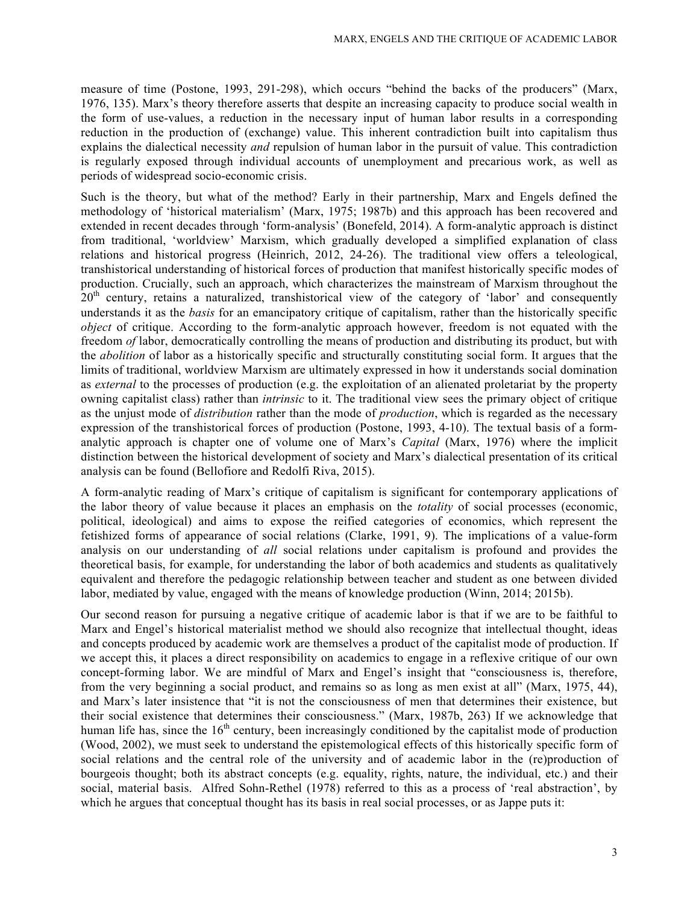measure of time (Postone, 1993, 291-298), which occurs "behind the backs of the producers" (Marx, 1976, 135). Marx's theory therefore asserts that despite an increasing capacity to produce social wealth in the form of use-values, a reduction in the necessary input of human labor results in a corresponding reduction in the production of (exchange) value. This inherent contradiction built into capitalism thus explains the dialectical necessity *and* repulsion of human labor in the pursuit of value. This contradiction is regularly exposed through individual accounts of unemployment and precarious work, as well as periods of widespread socio-economic crisis.

Such is the theory, but what of the method? Early in their partnership, Marx and Engels defined the methodology of 'historical materialism' (Marx, 1975; 1987b) and this approach has been recovered and extended in recent decades through 'form-analysis' (Bonefeld, 2014). A form-analytic approach is distinct from traditional, 'worldview' Marxism, which gradually developed a simplified explanation of class relations and historical progress (Heinrich, 2012, 24-26). The traditional view offers a teleological, transhistorical understanding of historical forces of production that manifest historically specific modes of production. Crucially, such an approach, which characterizes the mainstream of Marxism throughout the 20th century, retains a naturalized, transhistorical view of the category of 'labor' and consequently understands it as the *basis* for an emancipatory critique of capitalism, rather than the historically specific *object* of critique. According to the form-analytic approach however, freedom is not equated with the freedom *of* labor, democratically controlling the means of production and distributing its product, but with the *abolition* of labor as a historically specific and structurally constituting social form. It argues that the limits of traditional, worldview Marxism are ultimately expressed in how it understands social domination as *external* to the processes of production (e.g. the exploitation of an alienated proletariat by the property owning capitalist class) rather than *intrinsic* to it. The traditional view sees the primary object of critique as the unjust mode of *distribution* rather than the mode of *production*, which is regarded as the necessary expression of the transhistorical forces of production (Postone, 1993, 4-10). The textual basis of a form-analytic approach is chapter one of volume one of Marx's *Capital* (Marx, 1976) where the implicit distinction between the historical development of society and Marx's dialectical presentation of its critical analysis can be found (Bellofiore and Redolfi Riva, 2015).

A form-analytic reading of Marx's critique of capitalism is significant for contemporary applications of the labor theory of value because it places an emphasis on the *totality* of social processes (economic, political, ideological) and aims to expose the reified categories of economics, which represent the fetishized forms of appearance of social relations (Clarke, 1991, 9). The implications of a value-form analysis on our understanding of *all* social relations under capitalism is profound and provides the theoretical basis, for example, for understanding the labor of both academics and students as qualitatively equivalent and therefore the pedagogic relationship between teacher and student as one between divided labor, mediated by value, engaged with the means of knowledge production (Winn, 2014; 2015b).

Our second reason for pursuing a negative critique of academic labor is that if we are to be faithful to Marx and Engel's historical materialist method we should also recognize that intellectual thought, ideas and concepts produced by academic work are themselves a product of the capitalist mode of production. If we accept this, it places a direct responsibility on academics to engage in a reflexive critique of our own concept-forming labor. We are mindful of Marx and Engel's insight that "consciousness is, therefore, from the very beginning a social product, and remains so as long as men exist at all" (Marx, 1975, 44), and Marx's later insistence that "it is not the consciousness of men that determines their existence, but their social existence that determines their consciousness." (Marx, 1987b, 263) If we acknowledge that human life has, since the 16th century, been increasingly conditioned by the capitalist mode of production (Wood, 2002), we must seek to understand the epistemological effects of this historically specific form of social relations and the central role of the university and of academic labor in the (re)production of bourgeois thought; both its abstract concepts (e.g. equality, rights, nature, the individual, etc.) and their social, material basis. Alfred Sohn-Rethel (1978) referred to this as a process of 'real abstraction', by which he argues that conceptual thought has its basis in real social processes, or as Jappe puts it: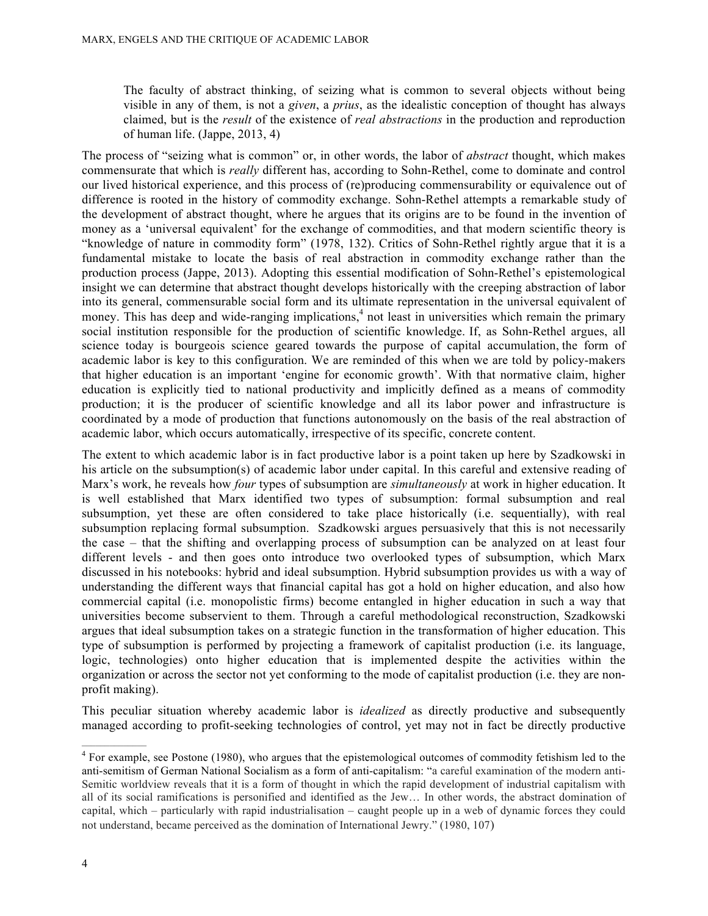> The faculty of abstract thinking, of seizing what is common to several objects without being visible in any of them, is not a *given*, a *prius*, as the idealistic conception of thought has always claimed, but is the *result* of the existence of *real abstractions* in the production and reproduction of human life. (Jappe, 2013, 4)

The process of "seizing what is common" or, in other words, the labor of *abstract* thought, which makes commensurate that which is *really* different has, according to Sohn-Rethel, come to dominate and control our lived historical experience, and this process of (re)producing commensurability or equivalence out of difference is rooted in the history of commodity exchange. Sohn-Rethel attempts a remarkable study of the development of abstract thought, where he argues that its origins are to be found in the invention of money as a 'universal equivalent' for the exchange of commodities, and that modern scientific theory is "knowledge of nature in commodity form" (1978, 132). Critics of Sohn-Rethel rightly argue that it is a fundamental mistake to locate the basis of real abstraction in commodity exchange rather than the production process (Jappe, 2013). Adopting this essential modification of Sohn-Rethel's epistemological insight we can determine that abstract thought develops historically with the creeping abstraction of labor into its general, commensurable social form and its ultimate representation in the universal equivalent of money. This has deep and wide-ranging implications,[4] not least in universities which remain the primary social institution responsible for the production of scientific knowledge. If, as Sohn-Rethel argues, all science today is bourgeois science geared towards the purpose of capital accumulation, the form of academic labor is key to this configuration. We are reminded of this when we are told by policy-makers that higher education is an important 'engine for economic growth'. With that normative claim, higher education is explicitly tied to national productivity and implicitly defined as a means of commodity production; it is the producer of scientific knowledge and all its labor power and infrastructure is coordinated by a mode of production that functions autonomously on the basis of the real abstraction of academic labor, which occurs automatically, irrespective of its specific, concrete content.

The extent to which academic labor is in fact productive labor is a point taken up here by Szadkowski in his article on the subsumption(s) of academic labor under capital. In this careful and extensive reading of Marx's work, he reveals how *four* types of subsumption are *simultaneously* at work in higher education. It is well established that Marx identified two types of subsumption: formal subsumption and real subsumption, yet these are often considered to take place historically (i.e. sequentially), with real subsumption replacing formal subsumption. Szadkowski argues persuasively that this is not necessarily the case – that the shifting and overlapping process of subsumption can be analyzed on at least four different levels - and then goes onto introduce two overlooked types of subsumption, which Marx discussed in his notebooks: hybrid and ideal subsumption. Hybrid subsumption provides us with a way of understanding the different ways that financial capital has got a hold on higher education, and also how commercial capital (i.e. monopolistic firms) become entangled in higher education in such a way that universities become subservient to them. Through a careful methodological reconstruction, Szadkowski argues that ideal subsumption takes on a strategic function in the transformation of higher education. This type of subsumption is performed by projecting a framework of capitalist production (i.e. its language, logic, technologies) onto higher education that is implemented despite the activities within the organization or across the sector not yet conforming to the mode of capitalist production (i.e. they are non-profit making).

This peculiar situation whereby academic labor is *idealized* as directly productive and subsequently managed according to profit-seeking technologies of control, yet may not in fact be directly productive

---

[4] For example, see Postone (1980), who argues that the epistemological outcomes of commodity fetishism led to the anti-semitism of German National Socialism as a form of anti-capitalism: "a careful examination of the modern anti-Semitic worldview reveals that it is a form of thought in which the rapid development of industrial capitalism with all of its social ramifications is personified and identified as the Jew… In other words, the abstract domination of capital, which – particularly with rapid industrialisation – caught people up in a web of dynamic forces they could not understand, became perceived as the domination of International Jewry." (1980, 107)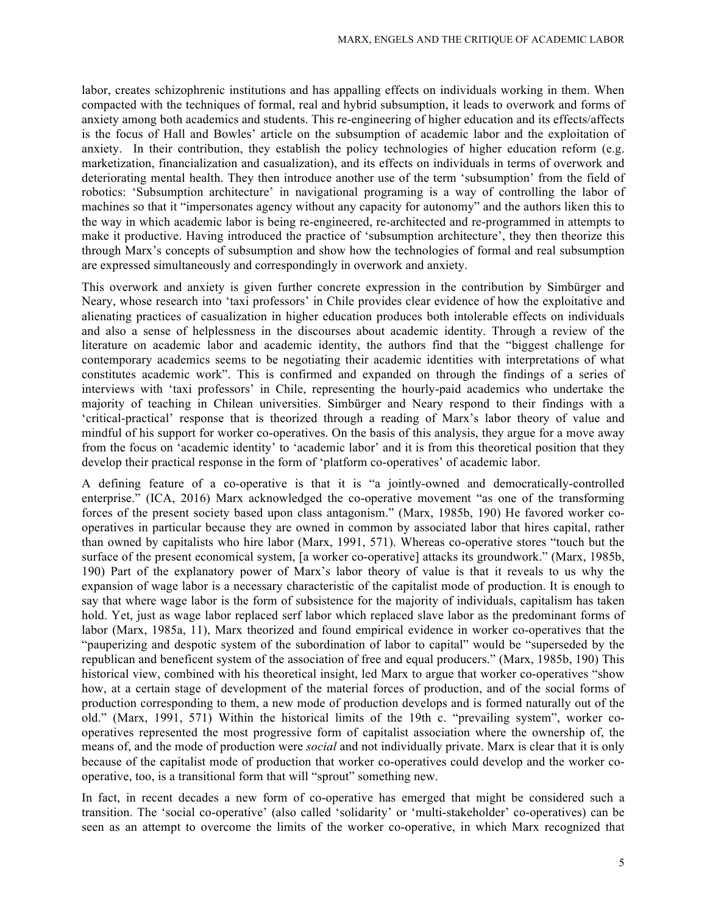labor, creates schizophrenic institutions and has appalling effects on individuals working in them. When compacted with the techniques of formal, real and hybrid subsumption, it leads to overwork and forms of anxiety among both academics and students. This re-engineering of higher education and its effects/affects is the focus of Hall and Bowles' article on the subsumption of academic labor and the exploitation of anxiety. In their contribution, they establish the policy technologies of higher education reform (e.g. marketization, financialization and casualization), and its effects on individuals in terms of overwork and deteriorating mental health. They then introduce another use of the term 'subsumption' from the field of robotics: 'Subsumption architecture' in navigational programing is a way of controlling the labor of machines so that it "impersonates agency without any capacity for autonomy" and the authors liken this to the way in which academic labor is being re-engineered, re-architected and re-programmed in attempts to make it productive. Having introduced the practice of 'subsumption architecture', they then theorize this through Marx's concepts of subsumption and show how the technologies of formal and real subsumption are expressed simultaneously and correspondingly in overwork and anxiety.

This overwork and anxiety is given further concrete expression in the contribution by Simbürger and Neary, whose research into 'taxi professors' in Chile provides clear evidence of how the exploitative and alienating practices of casualization in higher education produces both intolerable effects on individuals and also a sense of helplessness in the discourses about academic identity. Through a review of the literature on academic labor and academic identity, the authors find that the "biggest challenge for contemporary academics seems to be negotiating their academic identities with interpretations of what constitutes academic work". This is confirmed and expanded on through the findings of a series of interviews with 'taxi professors' in Chile, representing the hourly-paid academics who undertake the majority of teaching in Chilean universities. Simbürger and Neary respond to their findings with a 'critical-practical' response that is theorized through a reading of Marx's labor theory of value and mindful of his support for worker co-operatives. On the basis of this analysis, they argue for a move away from the focus on 'academic identity' to 'academic labor' and it is from this theoretical position that they develop their practical response in the form of 'platform co-operatives' of academic labor.

A defining feature of a co-operative is that it is "a jointly-owned and democratically-controlled enterprise." (ICA, 2016) Marx acknowledged the co-operative movement "as one of the transforming forces of the present society based upon class antagonism." (Marx, 1985b, 190) He favored worker co-operatives in particular because they are owned in common by associated labor that hires capital, rather than owned by capitalists who hire labor (Marx, 1991, 571). Whereas co-operative stores "touch but the surface of the present economical system, [a worker co-operative] attacks its groundwork." (Marx, 1985b, 190) Part of the explanatory power of Marx's labor theory of value is that it reveals to us why the expansion of wage labor is a necessary characteristic of the capitalist mode of production. It is enough to say that where wage labor is the form of subsistence for the majority of individuals, capitalism has taken hold. Yet, just as wage labor replaced serf labor which replaced slave labor as the predominant forms of labor (Marx, 1985a, 11), Marx theorized and found empirical evidence in worker co-operatives that the "pauperizing and despotic system of the subordination of labor to capital" would be "superseded by the republican and beneficent system of the association of free and equal producers." (Marx, 1985b, 190) This historical view, combined with his theoretical insight, led Marx to argue that worker co-operatives "show how, at a certain stage of development of the material forces of production, and of the social forms of production corresponding to them, a new mode of production develops and is formed naturally out of the old." (Marx, 1991, 571) Within the historical limits of the 19th c. "prevailing system", worker co-operatives represented the most progressive form of capitalist association where the ownership of, the means of, and the mode of production were *social* and not individually private. Marx is clear that it is only because of the capitalist mode of production that worker co-operatives could develop and the worker co-operative, too, is a transitional form that will "sprout" something new.

In fact, in recent decades a new form of co-operative has emerged that might be considered such a transition. The 'social co-operative' (also called 'solidarity' or 'multi-stakeholder' co-operatives) can be seen as an attempt to overcome the limits of the worker co-operative, in which Marx recognized that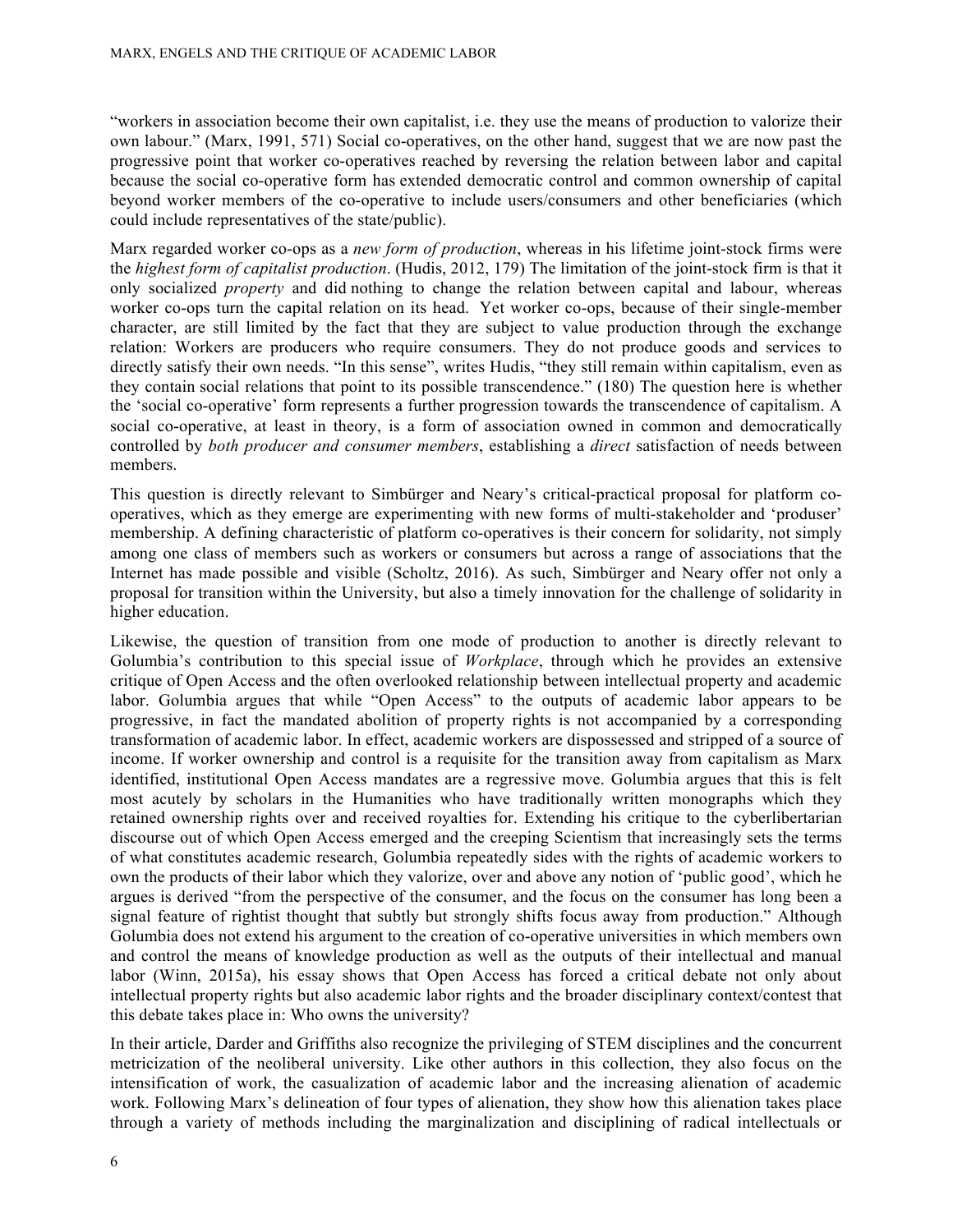"workers in association become their own capitalist, i.e. they use the means of production to valorize their own labour." (Marx, 1991, 571) Social co-operatives, on the other hand, suggest that we are now past the progressive point that worker co-operatives reached by reversing the relation between labor and capital because the social co-operative form has extended democratic control and common ownership of capital beyond worker members of the co-operative to include users/consumers and other beneficiaries (which could include representatives of the state/public).

Marx regarded worker co-ops as a *new form of production*, whereas in his lifetime joint-stock firms were the *highest form of capitalist production*. (Hudis, 2012, 179) The limitation of the joint-stock firm is that it only socialized *property* and did nothing to change the relation between capital and labour, whereas worker co-ops turn the capital relation on its head. Yet worker co-ops, because of their single-member character, are still limited by the fact that they are subject to value production through the exchange relation: Workers are producers who require consumers. They do not produce goods and services to directly satisfy their own needs. "In this sense", writes Hudis, "they still remain within capitalism, even as they contain social relations that point to its possible transcendence." (180) The question here is whether the 'social co-operative' form represents a further progression towards the transcendence of capitalism. A social co-operative, at least in theory, is a form of association owned in common and democratically controlled by *both producer and consumer members*, establishing a *direct* satisfaction of needs between members.

This question is directly relevant to Simbürger and Neary's critical-practical proposal for platform co-operatives, which as they emerge are experimenting with new forms of multi-stakeholder and 'produser' membership. A defining characteristic of platform co-operatives is their concern for solidarity, not simply among one class of members such as workers or consumers but across a range of associations that the Internet has made possible and visible (Scholtz, 2016). As such, Simbürger and Neary offer not only a proposal for transition within the University, but also a timely innovation for the challenge of solidarity in higher education.

Likewise, the question of transition from one mode of production to another is directly relevant to Golumbia's contribution to this special issue of *Workplace*, through which he provides an extensive critique of Open Access and the often overlooked relationship between intellectual property and academic labor. Golumbia argues that while "Open Access" to the outputs of academic labor appears to be progressive, in fact the mandated abolition of property rights is not accompanied by a corresponding transformation of academic labor. In effect, academic workers are dispossessed and stripped of a source of income. If worker ownership and control is a requisite for the transition away from capitalism as Marx identified, institutional Open Access mandates are a regressive move. Golumbia argues that this is felt most acutely by scholars in the Humanities who have traditionally written monographs which they retained ownership rights over and received royalties for. Extending his critique to the cyberlibertarian discourse out of which Open Access emerged and the creeping Scientism that increasingly sets the terms of what constitutes academic research, Golumbia repeatedly sides with the rights of academic workers to own the products of their labor which they valorize, over and above any notion of 'public good', which he argues is derived "from the perspective of the consumer, and the focus on the consumer has long been a signal feature of rightist thought that subtly but strongly shifts focus away from production." Although Golumbia does not extend his argument to the creation of co-operative universities in which members own and control the means of knowledge production as well as the outputs of their intellectual and manual labor (Winn, 2015a), his essay shows that Open Access has forced a critical debate not only about intellectual property rights but also academic labor rights and the broader disciplinary context/contest that this debate takes place in: Who owns the university?

In their article, Darder and Griffiths also recognize the privileging of STEM disciplines and the concurrent metricization of the neoliberal university. Like other authors in this collection, they also focus on the intensification of work, the casualization of academic labor and the increasing alienation of academic work. Following Marx's delineation of four types of alienation, they show how this alienation takes place through a variety of methods including the marginalization and disciplining of radical intellectuals or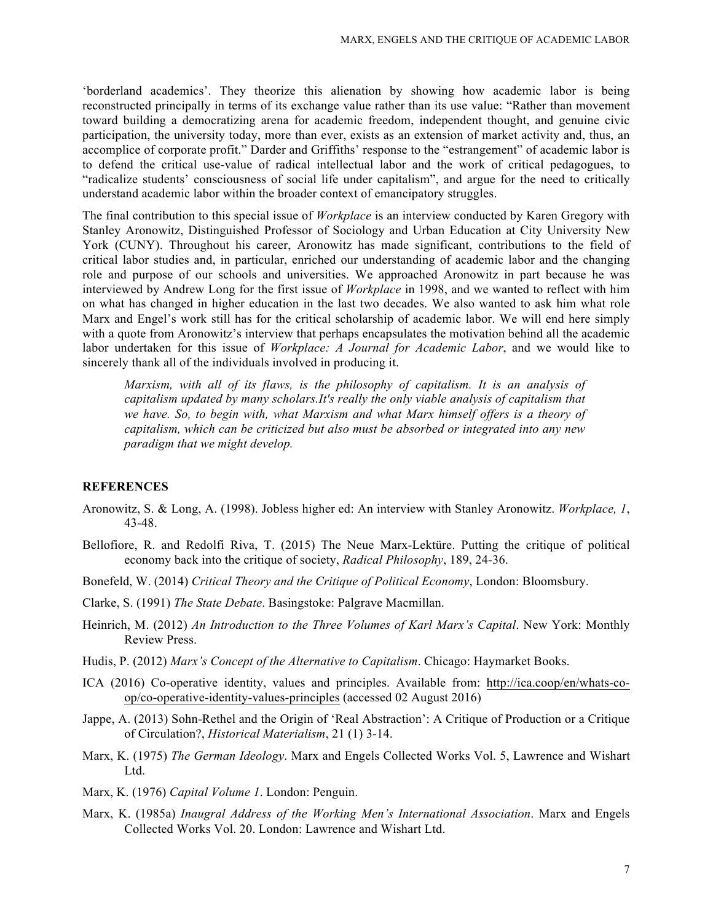'borderland academics'. They theorize this alienation by showing how academic labor is being reconstructed principally in terms of its exchange value rather than its use value: "Rather than movement toward building a democratizing arena for academic freedom, independent thought, and genuine civic participation, the university today, more than ever, exists as an extension of market activity and, thus, an accomplice of corporate profit." Darder and Griffiths' response to the "estrangement" of academic labor is to defend the critical use-value of radical intellectual labor and the work of critical pedagogues, to "radicalize students' consciousness of social life under capitalism", and argue for the need to critically understand academic labor within the broader context of emancipatory struggles.

The final contribution to this special issue of *Workplace* is an interview conducted by Karen Gregory with Stanley Aronowitz, Distinguished Professor of Sociology and Urban Education at City University New York (CUNY). Throughout his career, Aronowitz has made significant, contributions to the field of critical labor studies and, in particular, enriched our understanding of academic labor and the changing role and purpose of our schools and universities. We approached Aronowitz in part because he was interviewed by Andrew Long for the first issue of *Workplace* in 1998, and we wanted to reflect with him on what has changed in higher education in the last two decades. We also wanted to ask him what role Marx and Engel's work still has for the critical scholarship of academic labor. We will end here simply with a quote from Aronowitz's interview that perhaps encapsulates the motivation behind all the academic labor undertaken for this issue of *Workplace: A Journal for Academic Labor*, and we would like to sincerely thank all of the individuals involved in producing it.

> *Marxism, with all of its flaws, is the philosophy of capitalism. It is an analysis of capitalism updated by many scholars.It's really the only viable analysis of capitalism that we have. So, to begin with, what Marxism and what Marx himself offers is a theory of capitalism, which can be criticized but also must be absorbed or integrated into any new paradigm that we might develop.*

### REFERENCES

Aronowitz, S. & Long, A. (1998). Jobless higher ed: An interview with Stanley Aronowitz. *Workplace, 1*, 43-48.

Bellofiore, R. and Redolfi Riva, T. (2015) The Neue Marx-Lektüre. Putting the critique of political economy back into the critique of society, *Radical Philosophy*, 189, 24-36.

Bonefeld, W. (2014) *Critical Theory and the Critique of Political Economy*, London: Bloomsbury.

Clarke, S. (1991) *The State Debate*. Basingstoke: Palgrave Macmillan.

Heinrich, M. (2012) *An Introduction to the Three Volumes of Karl Marx's Capital*. New York: Monthly Review Press.

Hudis, P. (2012) *Marx's Concept of the Alternative to Capitalism*. Chicago: Haymarket Books.

ICA (2016) Co-operative identity, values and principles. Available from: http://ica.coop/en/whats-co-op/co-operative-identity-values-principles (accessed 02 August 2016)

Jappe, A. (2013) Sohn-Rethel and the Origin of 'Real Abstraction': A Critique of Production or a Critique of Circulation?, *Historical Materialism*, 21 (1) 3-14.

Marx, K. (1975) *The German Ideology*. Marx and Engels Collected Works Vol. 5, Lawrence and Wishart Ltd.

Marx, K. (1976) *Capital Volume 1*. London: Penguin.

Marx, K. (1985a) *Inaugral Address of the Working Men's International Association*. Marx and Engels Collected Works Vol. 20. London: Lawrence and Wishart Ltd.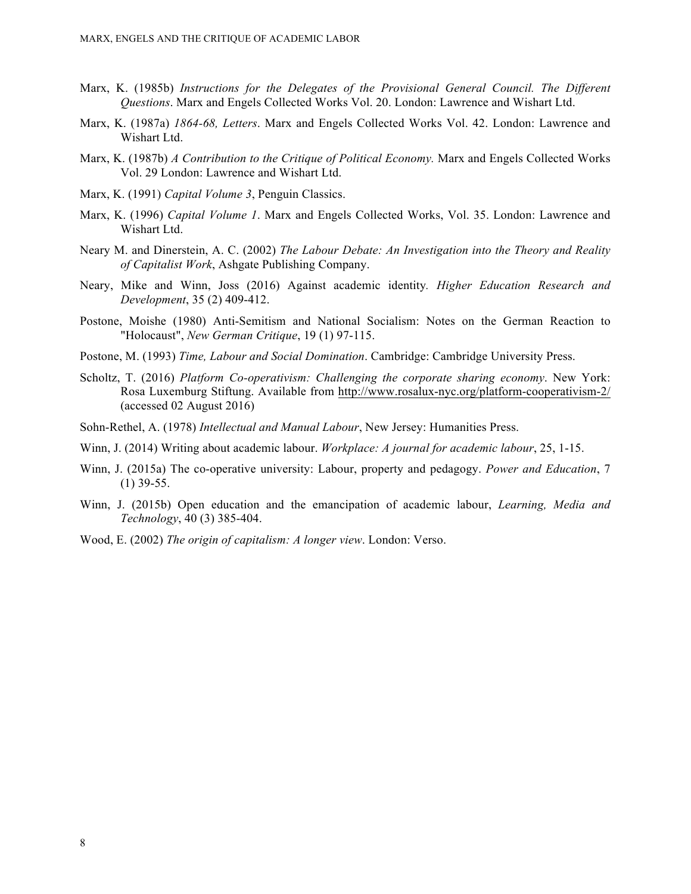Marx, K. (1985b) *Instructions for the Delegates of the Provisional General Council. The Different Questions*. Marx and Engels Collected Works Vol. 20. London: Lawrence and Wishart Ltd.

Marx, K. (1987a) *1864-68, Letters*. Marx and Engels Collected Works Vol. 42. London: Lawrence and Wishart Ltd.

Marx, K. (1987b) *A Contribution to the Critique of Political Economy.* Marx and Engels Collected Works Vol. 29 London: Lawrence and Wishart Ltd.

Marx, K. (1991) *Capital Volume 3*, Penguin Classics.

Marx, K. (1996) *Capital Volume 1*. Marx and Engels Collected Works, Vol. 35. London: Lawrence and Wishart Ltd.

Neary M. and Dinerstein, A. C. (2002) *The Labour Debate: An Investigation into the Theory and Reality of Capitalist Work*, Ashgate Publishing Company.

Neary, Mike and Winn, Joss (2016) Against academic identity. *Higher Education Research and Development*, 35 (2) 409-412.

Postone, Moishe (1980) Anti-Semitism and National Socialism: Notes on the German Reaction to "Holocaust", *New German Critique*, 19 (1) 97-115.

Postone, M. (1993) *Time, Labour and Social Domination*. Cambridge: Cambridge University Press.

Scholtz, T. (2016) *Platform Co-operativism: Challenging the corporate sharing economy*. New York: Rosa Luxemburg Stiftung. Available from http://www.rosalux-nyc.org/platform-cooperativism-2/ (accessed 02 August 2016)

Sohn-Rethel, A. (1978) *Intellectual and Manual Labour*, New Jersey: Humanities Press.

Winn, J. (2014) Writing about academic labour. *Workplace: A journal for academic labour*, 25, 1-15.

Winn, J. (2015a) The co-operative university: Labour, property and pedagogy. *Power and Education*, 7 (1) 39-55.

Winn, J. (2015b) Open education and the emancipation of academic labour, *Learning, Media and Technology*, 40 (3) 385-404.

Wood, E. (2002) *The origin of capitalism: A longer view*. London: Verso.